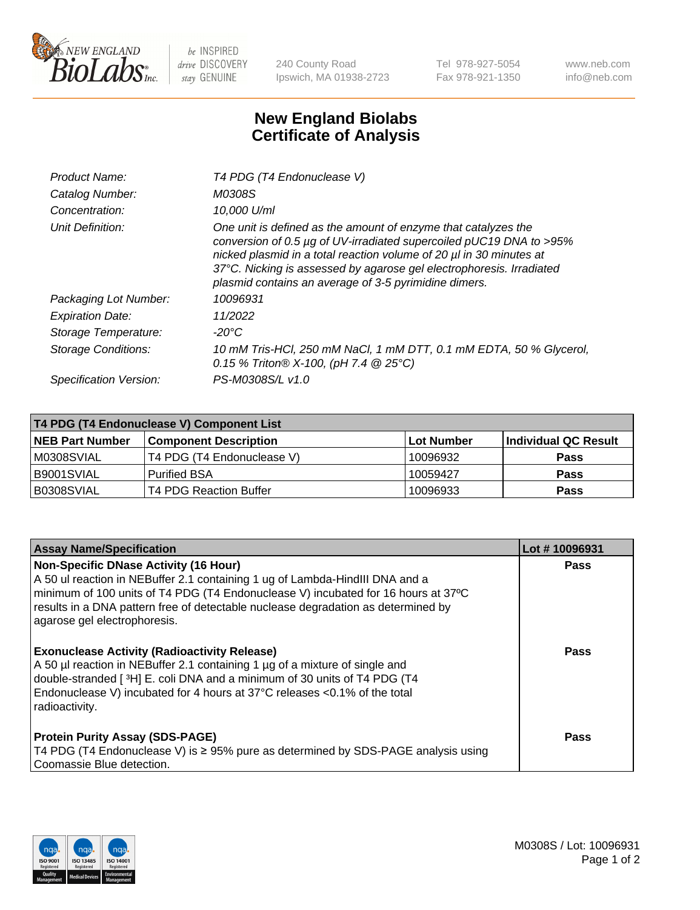be INSPIRED
drive DISCOVERY
stay GENUINE

240 County Road
Ipswich, MA 01938-2723

Tel 978-927-5054
Fax 978-921-1350

www.neb.com
info@neb.com

# New England Biolabs
# Certificate of Analysis

| | |
|---|---|
| *Product Name:* | *T4 PDG (T4 Endonuclease V)* |
| *Catalog Number:* | *M0308S* |
| *Concentration:* | *10,000 U/ml* |
| *Unit Definition:* | *One unit is defined as the amount of enzyme that catalyzes the conversion of 0.5 µg of UV-irradiated supercoiled pUC19 DNA to >95% nicked plasmid in a total reaction volume of 20 µl in 30 minutes at 37°C. Nicking is assessed by agarose gel electrophoresis. Irradiated plasmid contains an average of 3-5 pyrimidine dimers.* |
| *Packaging Lot Number:* | *10096931* |
| *Expiration Date:* | *11/2022* |
| *Storage Temperature:* | *-20°C* |
| *Storage Conditions:* | *10 mM Tris-HCl, 250 mM NaCl, 1 mM DTT, 0.1 mM EDTA, 50 % Glycerol, 0.15 % Triton® X-100, (pH 7.4 @ 25°C)* |
| *Specification Version:* | *PS-M0308S/L v1.0* |

| **T4 PDG (T4 Endonuclease V) Component List** | | | |
|---|---|---|---|
| **NEB Part Number** | **Component Description** | **Lot Number** | **Individual QC Result** |
| M0308SVIAL | T4 PDG (T4 Endonuclease V) | 10096932 | **Pass** |
| B9001SVIAL | Purified BSA | 10059427 | **Pass** |
| B0308SVIAL | T4 PDG Reaction Buffer | 10096933 | **Pass** |

| **Assay Name/Specification** | **Lot # 10096931** |
|---|---|
| **Non-Specific DNase Activity (16 Hour)** A 50 ul reaction in NEBuffer 2.1 containing 1 ug of Lambda-HindIII DNA and a minimum of 100 units of T4 PDG (T4 Endonuclease V) incubated for 16 hours at 37ºC results in a DNA pattern free of detectable nuclease degradation as determined by agarose gel electrophoresis. | **Pass** |
| **Exonuclease Activity (Radioactivity Release)** A 50 µl reaction in NEBuffer 2.1 containing 1 µg of a mixture of single and double-stranded [ $^{3}$H] E. coli DNA and a minimum of 30 units of T4 PDG (T4 Endonuclease V) incubated for 4 hours at 37°C releases <0.1% of the total radioactivity. | **Pass** |
| **Protein Purity Assay (SDS-PAGE)** T4 PDG (T4 Endonuclease V) is ≥ 95% pure as determined by SDS-PAGE analysis using Coomassie Blue detection. | **Pass** |

M0308S / Lot: 10096931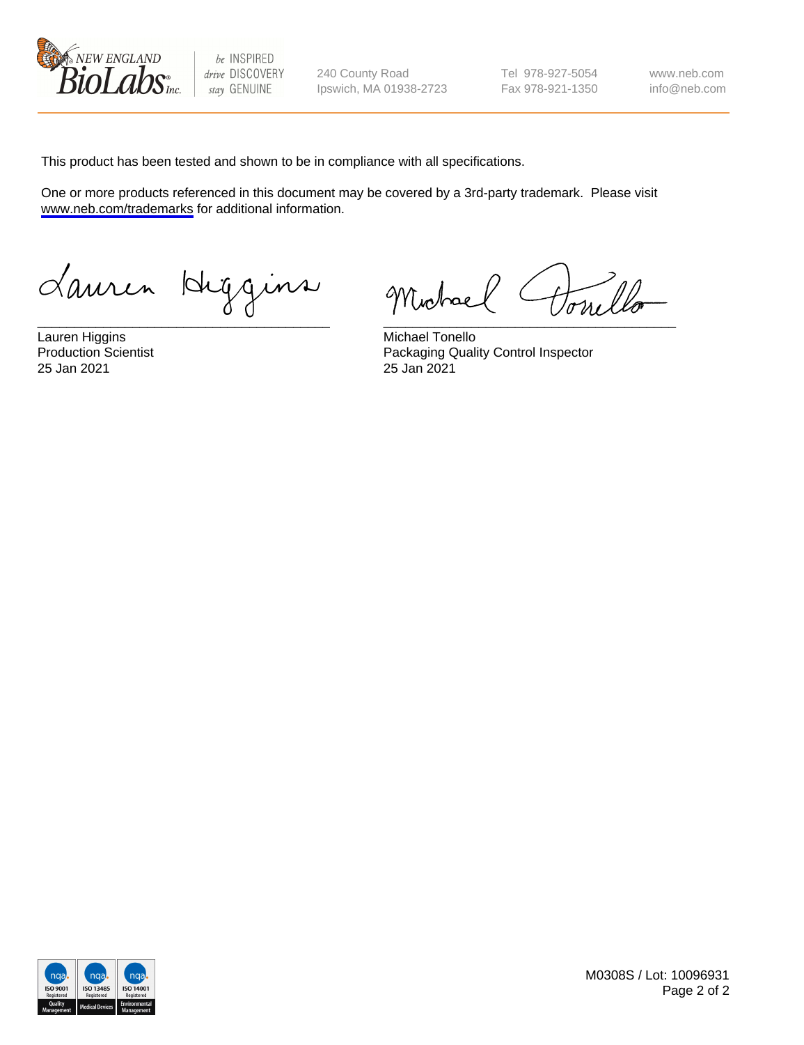This product has been tested and shown to be in compliance with all specifications.

One or more products referenced in this document may be covered by a 3rd-party trademark. Please visit www.neb.com/trademarks for additional information.

Lauren Higgins
Production Scientist
25 Jan 2021

Michael Tonello
Packaging Quality Control Inspector
25 Jan 2021

M0308S / Lot: 10096931